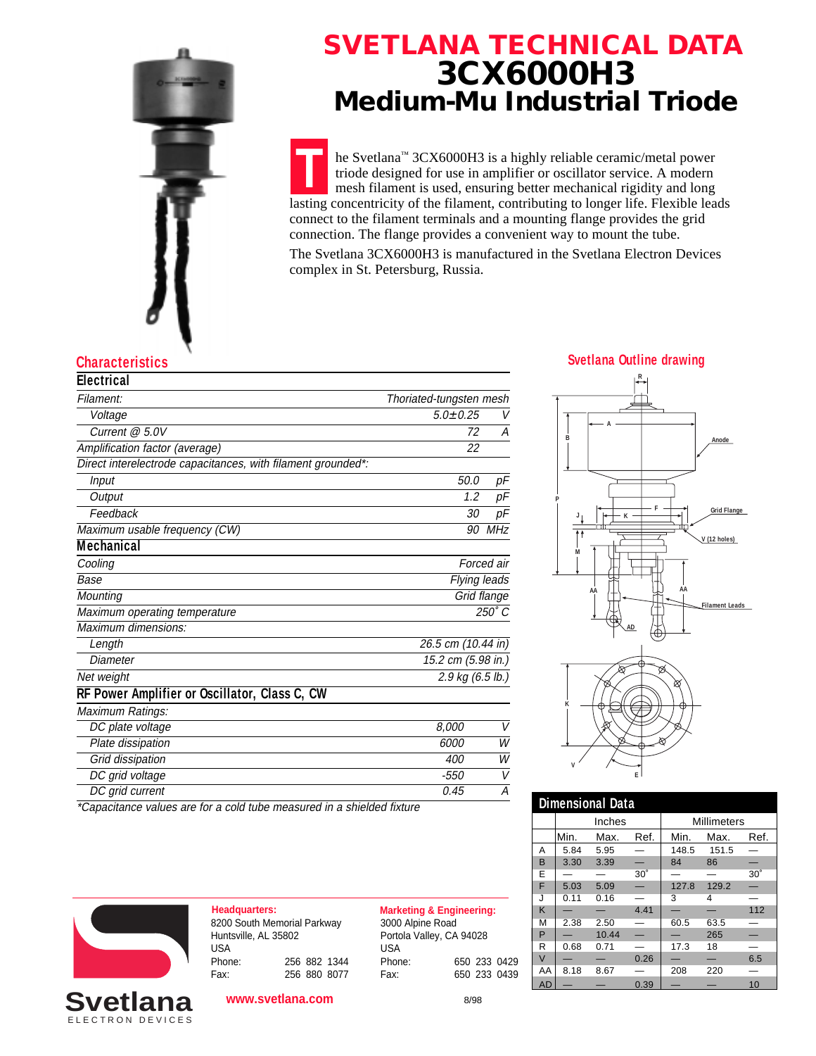# SVETLANA TECHNICAL DATA

# 3CX6000H3

## Medium-Mu Industrial Triode

The Svetlana™ 3CX6000H3 is a highly reliable ceramic/metal power triode designed for use in amplifier or oscillator service. A modern mesh filament is used, ensuring better mechanical rigidity and long lasting concentricity of the filament, contributing to longer life. Flexible leads connect to the filament terminals and a mounting flange provides the grid connection. The flange provides a convenient way to mount the tube.

The Svetlana 3CX6000H3 is manufactured in the Svetlana Electron Devices complex in St. Petersburg, Russia.

## Characteristics

### Electrical

| | | |
|---|---|---|
| *Filament:* | *Thoriated-tungsten mesh* | |
| *Voltage* | *5.0±0.25* | *V* |
| *Current @ 5.0V* | *72* | *A* |
| *Amplification factor (average)* | *22* | |
| *Direct interelectrode capacitances, with filament grounded\*:* | | |
| *Input* | *50.0* | *pF* |
| *Output* | *1.2* | *pF* |
| *Feedback* | *30* | *pF* |
| *Maximum usable frequency (CW)* | *90* | *MHz* |

### Mechanical

| | |
|---|---|
| *Cooling* | *Forced air* |
| *Base* | *Flying leads* |
| *Mounting* | *Grid flange* |
| *Maximum operating temperature* | *250° C* |
| *Maximum dimensions:* | |
| *Length* | *26.5 cm (10.44 in)* |
| *Diameter* | *15.2 cm (5.98 in.)* |
| *Net weight* | *2.9 kg (6.5 lb.)* |

### RF Power Amplifier or Oscillator, Class C, CW

| | | |
|---|---|---|
| *Maximum Ratings:* | | |
| *DC plate voltage* | *8,000* | *V* |
| *Plate dissipation* | *6000* | *W* |
| *Grid dissipation* | *400* | *W* |
| *DC grid voltage* | *-550* | *V* |
| *DC grid current* | *0.45* | *A* |

*\*Capacitance values are for a cold tube measured in a shielded fixture*

## Svetlana Outline drawing

## Dimensional Data

| | Inches | | | Millimeters | | |
|---|---|---|---|---|---|---|
| | Min. | Max. | Ref. | Min. | Max. | Ref. |
| A | 5.84 | 5.95 | — | 148.5 | 151.5 | — |
| B | 3.30 | 3.39 | — | 84 | 86 | — |
| E | — | — | 30° | — | — | 30° |
| F | 5.03 | 5.09 | — | 127.8 | 129.2 | — |
| J | 0.11 | 0.16 | — | 3 | 4 | — |
| K | — | — | 4.41 | — | — | 112 |
| M | 2.38 | 2.50 | — | 60.5 | 63.5 | — |
| P | — | 10.44 | — | — | 265 | — |
| R | 0.68 | 0.71 | — | 17.3 | 18 | — |
| V | — | — | 0.26 | — | — | 6.5 |
| AA | 8.18 | 8.67 | — | 208 | 220 | — |
| AD | — | — | 0.39 | — | — | 10 |

**Headquarters:**
8200 South Memorial Parkway
Huntsville, AL 35802
USA
Phone: 256 882 1344
Fax: 256 880 8077

**Marketing & Engineering:**
3000 Alpine Road
Portola Valley, CA 94028
USA
Phone: 650 233 0429
Fax: 650 233 0439

**www.svetlana.com**

8/98

**Svetlana** ELECTRON DEVICES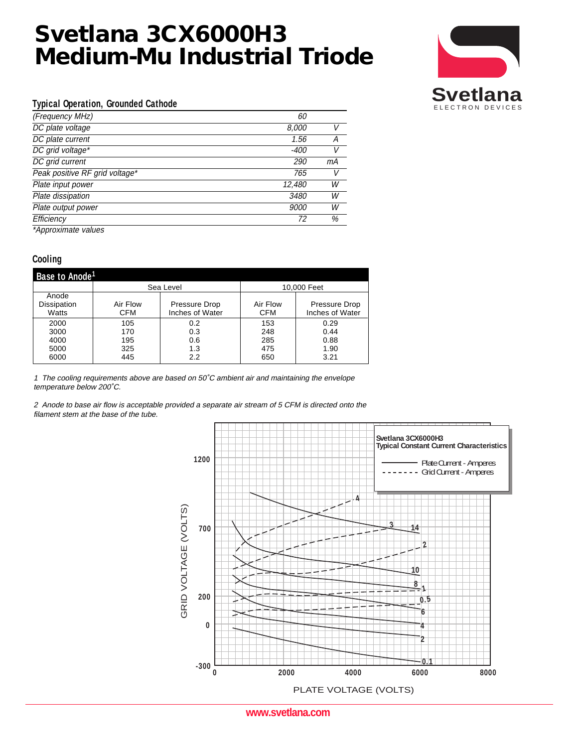# Svetlana 3CX6000H3
# Medium-Mu Industrial Triode

Svetlana
ELECTRON DEVICES

## Typical Operation, Grounded Cathode

| | | |
|---|---|---|
| *(Frequency MHz)* | *60* | |
| *DC plate voltage* | *8,000* | *V* |
| *DC plate current* | *1.56* | *A* |
| *DC grid voltage** | *-400* | *V* |
| *DC grid current* | *290* | *mA* |
| *Peak positive RF grid voltage** | *765* | *V* |
| *Plate input power* | *12,480* | *W* |
| *Plate dissipation* | *3480* | *W* |
| *Plate output power* | *9000* | *W* |
| *Efficiency* | *72* | *%* |

**Approximate values*

## Cooling

**Base to Anode[1]**

| | Sea Level | | 10,000 Feet | |
|---|---|---|---|---|
| Anode Dissipation Watts | Air Flow CFM | Pressure Drop Inches of Water | Air Flow CFM | Pressure Drop Inches of Water |
| 2000 | 105 | 0.2 | 153 | 0.29 |
| 3000 | 170 | 0.3 | 248 | 0.44 |
| 4000 | 195 | 0.6 | 285 | 0.88 |
| 5000 | 325 | 1.3 | 475 | 1.90 |
| 6000 | 445 | 2.2 | 650 | 3.21 |

*1 The cooling requirements above are based on 50˚C ambient air and maintaining the envelope temperature below 200˚C.*

*2 Anode to base air flow is acceptable provided a separate air stream of 5 CFM is directed onto the filament stem at the base of the tube.*

**Svetlana 3CX6000H3**
**Typical Constant Current Characteristics**

Plate Current - Amperes
Grid Current - Amperes

GRID VOLTAGE (VOLTS)

1200
700
200
0
-300

PLATE VOLTAGE (VOLTS)

0
2000
4000
6000
8000

4
3
14
2
10
8
1
0.5
6
4
2
0.1

www.svetlana.com